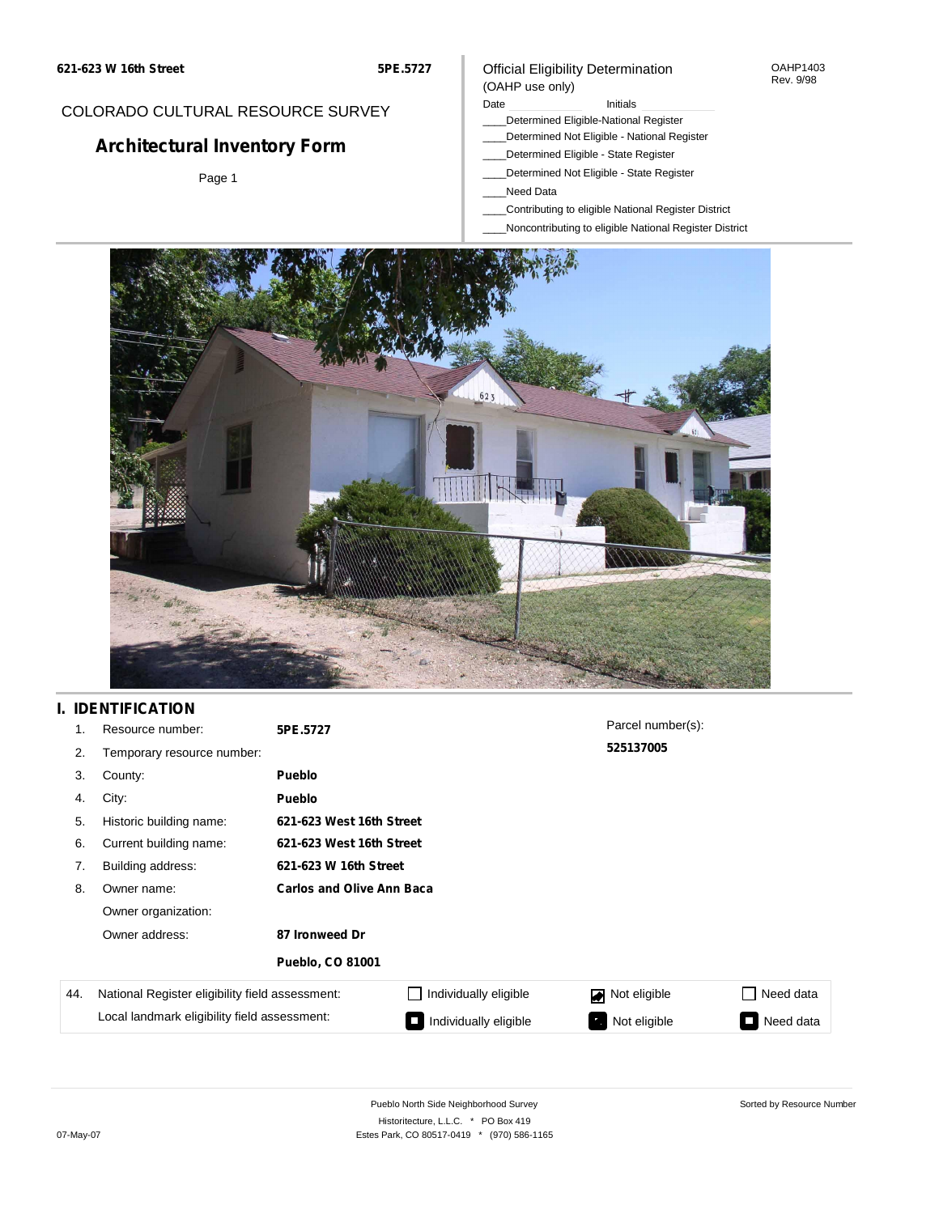COLORADO CULTURAL RESOURCE SURVEY

# Architectural Inventory Form

Official Eligibility Determination
(OAHP use only)

OAHP1403
Rev. 9/98

Date ____________ Initials ____________

____Determined Eligible-National Register
____Determined Not Eligible - National Register
____Determined Eligible - State Register
____Determined Not Eligible - State Register
____Need Data
____Contributing to eligible National Register District
____Noncontributing to eligible National Register District

## I. IDENTIFICATION

1. Resource number: **5PE.5727**
2. Temporary resource number:
3. County: **Pueblo**
4. City: **Pueblo**
5. Historic building name: **621-623 West 16th Street**
6. Current building name: **621-623 West 16th Street**
7. Building address: **621-623 W 16th Street**
8. Owner name: **Carlos and Olive Ann Baca**

   Owner organization:

   Owner address: **87 Ironweed Dr**

   **Pueblo, CO 81001**

Parcel number(s): **525137005**

| 44. | | | | |
|---|---|---|---|---|
| National Register eligibility field assessment: | ☐ Individually eligible | ☑ Not eligible | ☐ Need data |
| Local landmark eligibility field assessment: | ■ Individually eligible | ■ Not eligible | ■ Need data |

Pueblo North Side Neighborhood Survey
Historitecture, L.L.C. * PO Box 419
Estes Park, CO 80517-0419 * (970) 586-1165

Sorted by Resource Number

07-May-07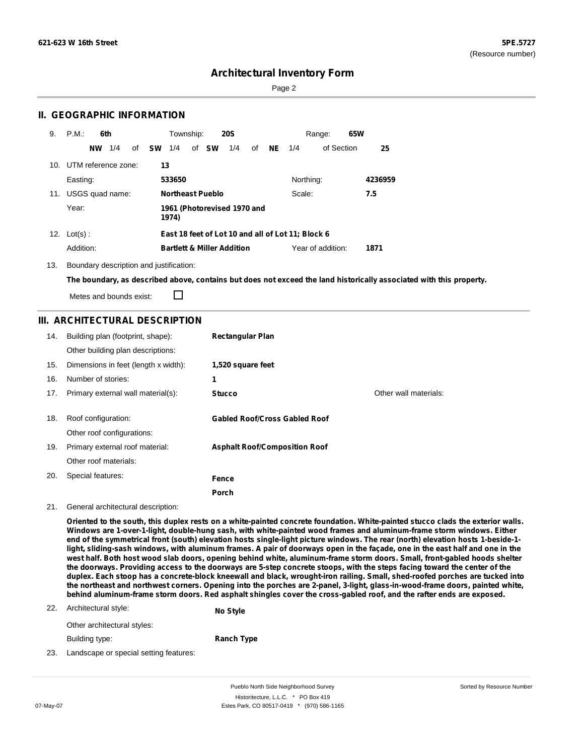# Architectural Inventory Form

## II. GEOGRAPHIC INFORMATION

9. P.M.: **6th** Township: **20S** Range: **65W**

**NW** 1/4 of **SW** 1/4 of **SW** 1/4 of **NE** 1/4 of Section **25**

10. UTM reference zone: **13**

Easting: **533650** Northing: **4236959**

11. USGS quad name: **Northeast Pueblo** Scale: **7.5**

Year: **1961 (Photorevised 1970 and 1974)**

12. Lot(s) : **East 18 feet of Lot 10 and all of Lot 11; Block 6**

Addition: **Bartlett & Miller Addition** Year of addition: **1871**

13. Boundary description and justification:

**The boundary, as described above, contains but does not exceed the land historically associated with this property.**

Metes and bounds exist: ☐

## III. ARCHITECTURAL DESCRIPTION

14. Building plan (footprint, shape): **Rectangular Plan**

Other building plan descriptions:

15. Dimensions in feet (length x width): **1,520 square feet**

16. Number of stories: **1**

17. Primary external wall material(s): **Stucco** Other wall materials:

18. Roof configuration: **Gabled Roof/Cross Gabled Roof**

Other roof configurations:

19. Primary external roof material: **Asphalt Roof/Composition Roof**

Other roof materials:

20. Special features: **Fence**

**Porch**

21. General architectural description:

**Oriented to the south, this duplex rests on a white-painted concrete foundation. White-painted stucco clads the exterior walls. Windows are 1-over-1-light, double-hung sash, with white-painted wood frames and aluminum-frame storm windows. Either end of the symmetrical front (south) elevation hosts single-light picture windows. The rear (north) elevation hosts 1-beside-1-light, sliding-sash windows, with aluminum frames. A pair of doorways open in the façade, one in the east half and one in the west half. Both host wood slab doors, opening behind white, aluminum-frame storm doors. Small, front-gabled hoods shelter the doorways. Providing access to the doorways are 5-step concrete stoops, with the steps facing toward the center of the duplex. Each stoop has a concrete-block kneewall and black, wrought-iron railing. Small, shed-roofed porches are tucked into the northeast and northwest corners. Opening into the porches are 2-panel, 3-light, glass-in-wood-frame doors, painted white, behind aluminum-frame storm doors. Red asphalt shingles cover the cross-gabled roof, and the rafter ends are exposed.**

22. Architectural style: **No Style**

Other architectural styles:

Building type: **Ranch Type**

23. Landscape or special setting features: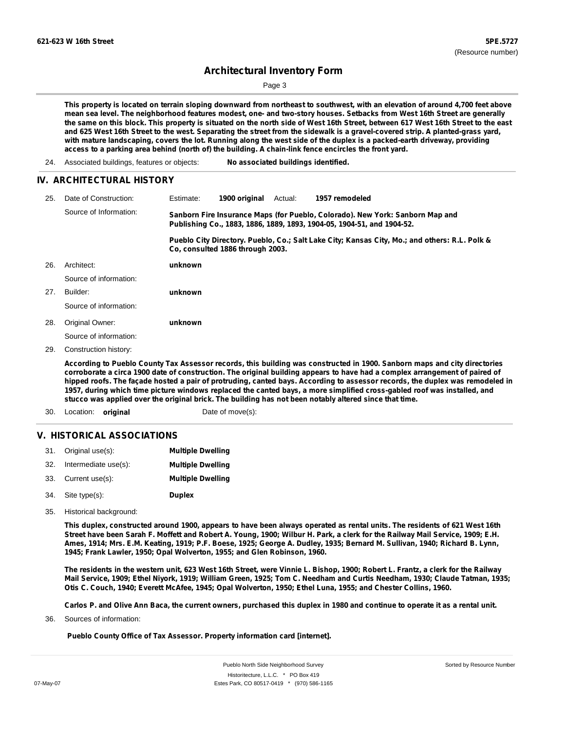This property is located on terrain sloping downward from northeast to southwest, with an elevation of around 4,700 feet above mean sea level. The neighborhood features modest, one- and two-story houses. Setbacks from West 16th Street are generally the same on this block. This property is situated on the north side of West 16th Street, between 617 West 16th Street to the east and 625 West 16th Street to the west. Separating the street from the sidewalk is a gravel-covered strip. A planted-grass yard, with mature landscaping, covers the lot. Running along the west side of the duplex is a packed-earth driveway, providing access to a parking area behind (north of) the building. A chain-link fence encircles the front yard.

24. Associated buildings, features or objects: **No associated buildings identified.**

## IV. ARCHITECTURAL HISTORY

25. Date of Construction: Estimate: **1900 original** Actual: **1957 remodeled**

    Source of Information: **Sanborn Fire Insurance Maps (for Pueblo, Colorado). New York: Sanborn Map and Publishing Co., 1883, 1886, 1889, 1893, 1904-05, 1904-51, and 1904-52.**

    **Pueblo City Directory. Pueblo, Co.; Salt Lake City; Kansas City, Mo.; and others: R.L. Polk & Co, consulted 1886 through 2003.**

26. Architect: **unknown**

    Source of information:

27. Builder: **unknown**

    Source of information:

28. Original Owner: **unknown**

    Source of information:

29. Construction history:

    **According to Pueblo County Tax Assessor records, this building was constructed in 1900. Sanborn maps and city directories corroborate a circa 1900 date of construction. The original building appears to have had a complex arrangement of paired of hipped roofs. The façade hosted a pair of protruding, canted bays. According to assessor records, the duplex was remodeled in 1957, during which time picture windows replaced the canted bays, a more simplified cross-gabled roof was installed, and stucco was applied over the original brick. The building has not been notably altered since that time.**

30. Location: **original** Date of move(s):

## V. HISTORICAL ASSOCIATIONS

31. Original use(s): **Multiple Dwelling**
32. Intermediate use(s): **Multiple Dwelling**
33. Current use(s): **Multiple Dwelling**
34. Site type(s): **Duplex**
35. Historical background:

    **This duplex, constructed around 1900, appears to have been always operated as rental units. The residents of 621 West 16th Street have been Sarah F. Moffett and Robert A. Young, 1900; Wilbur H. Park, a clerk for the Railway Mail Service, 1909; E.H. Ames, 1914; Mrs. E.M. Keating, 1919; P.F. Boese, 1925; George A. Dudley, 1935; Bernard M. Sullivan, 1940; Richard B. Lynn, 1945; Frank Lawler, 1950; Opal Wolverton, 1955; and Glen Robinson, 1960.**

    **The residents in the western unit, 623 West 16th Street, were Vinnie L. Bishop, 1900; Robert L. Frantz, a clerk for the Railway Mail Service, 1909; Ethel Niyork, 1919; William Green, 1925; Tom C. Needham and Curtis Needham, 1930; Claude Tatman, 1935; Otis C. Couch, 1940; Everett McAfee, 1945; Opal Wolverton, 1950; Ethel Luna, 1955; and Chester Collins, 1960.**

    **Carlos P. and Olive Ann Baca, the current owners, purchased this duplex in 1980 and continue to operate it as a rental unit.**

36. Sources of information:

    **Pueblo County Office of Tax Assessor. Property information card [internet].**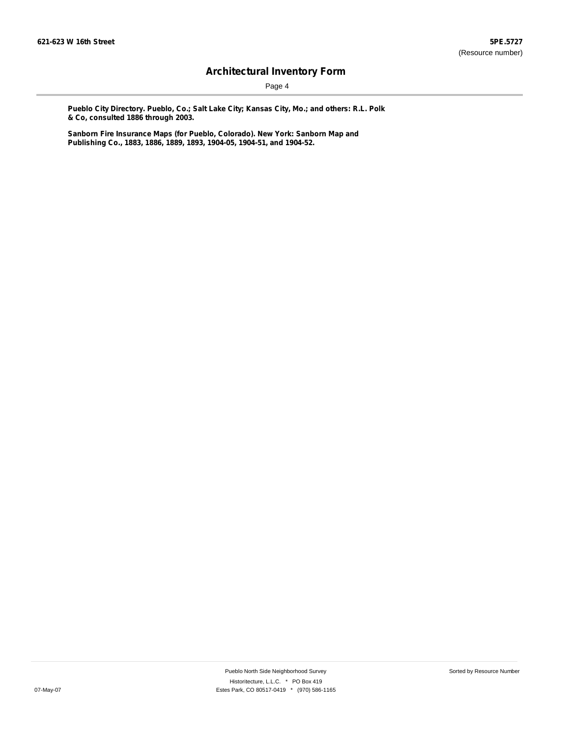**Pueblo City Directory. Pueblo, Co.; Salt Lake City; Kansas City, Mo.; and others: R.L. Polk & Co, consulted 1886 through 2003.**

**Sanborn Fire Insurance Maps (for Pueblo, Colorado). New York: Sanborn Map and Publishing Co., 1883, 1886, 1889, 1893, 1904-05, 1904-51, and 1904-52.**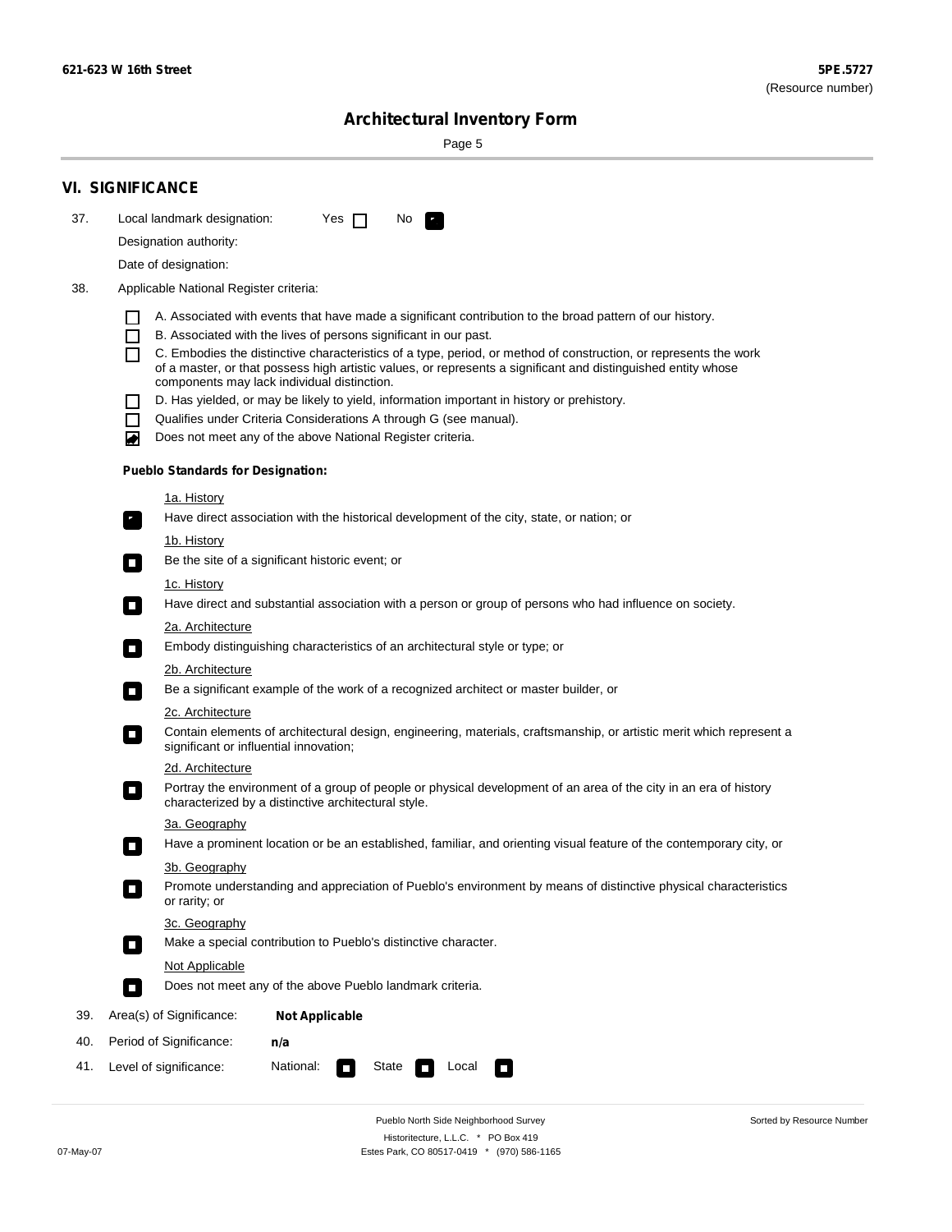## VI. SIGNIFICANCE

37. Local landmark designation: Yes ☐ No ☑

Designation authority:

Date of designation:

38. Applicable National Register criteria:

- ☐ A. Associated with events that have made a significant contribution to the broad pattern of our history.
- ☐ B. Associated with the lives of persons significant in our past.
- ☐ C. Embodies the distinctive characteristics of a type, period, or method of construction, or represents the work of a master, or that possess high artistic values, or represents a significant and distinguished entity whose components may lack individual distinction.
- ☐ D. Has yielded, or may be likely to yield, information important in history or prehistory.
- ☐ Qualifies under Criteria Considerations A through G (see manual).
- ☑ Does not meet any of the above National Register criteria.

**Pueblo Standards for Designation:**

1a. History
- ☑ Have direct association with the historical development of the city, state, or nation; or

1b. History
- ☐ Be the site of a significant historic event; or

1c. History
- ☐ Have direct and substantial association with a person or group of persons who had influence on society.

2a. Architecture
- ☐ Embody distinguishing characteristics of an architectural style or type; or

2b. Architecture
- ☐ Be a significant example of the work of a recognized architect or master builder, or

2c. Architecture
- ☐ Contain elements of architectural design, engineering, materials, craftsmanship, or artistic merit which represent a significant or influential innovation;

2d. Architecture
- ☐ Portray the environment of a group of people or physical development of an area of the city in an era of history characterized by a distinctive architectural style.

3a. Geography
- ☐ Have a prominent location or be an established, familiar, and orienting visual feature of the contemporary city, or

3b. Geography
- ☐ Promote understanding and appreciation of Pueblo's environment by means of distinctive physical characteristics or rarity; or

3c. Geography
- ☐ Make a special contribution to Pueblo's distinctive character.

Not Applicable
- ☐ Does not meet any of the above Pueblo landmark criteria.

39. Area(s) of Significance: **Not Applicable**

40. Period of Significance: **n/a**

41. Level of significance: National: ☐ State ☐ Local ☐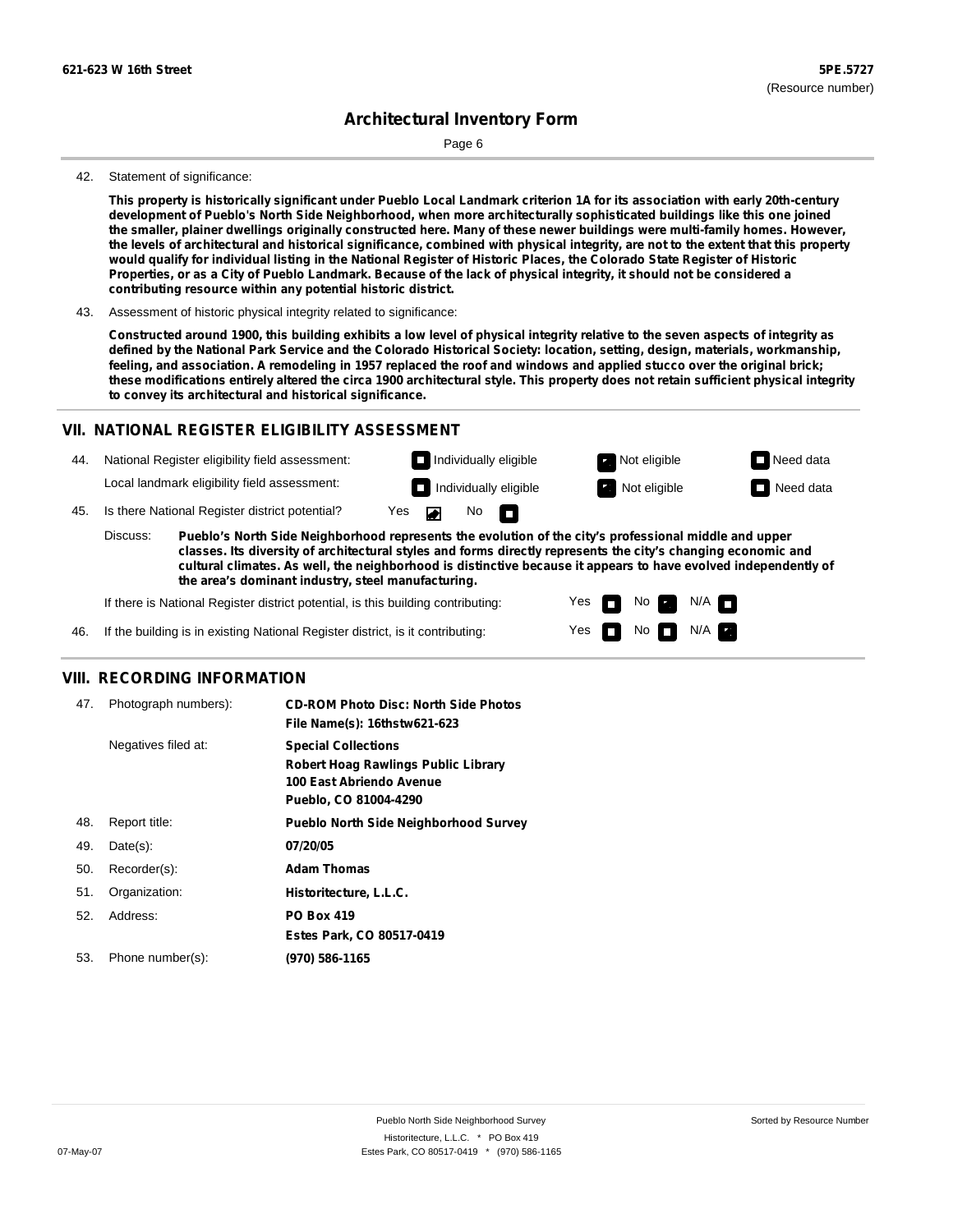621-623 W 16th Street **5PE.5727** (Resource number)

## Architectural Inventory Form

42. Statement of significance:

**This property is historically significant under Pueblo Local Landmark criterion 1A for its association with early 20th-century development of Pueblo's North Side Neighborhood, when more architecturally sophisticated buildings like this one joined the smaller, plainer dwellings originally constructed here. Many of these newer buildings were multi-family homes. However, the levels of architectural and historical significance, combined with physical integrity, are not to the extent that this property would qualify for individual listing in the National Register of Historic Places, the Colorado State Register of Historic Properties, or as a City of Pueblo Landmark. Because of the lack of physical integrity, it should not be considered a contributing resource within any potential historic district.**

43. Assessment of historic physical integrity related to significance:

**Constructed around 1900, this building exhibits a low level of physical integrity relative to the seven aspects of integrity as defined by the National Park Service and the Colorado Historical Society: location, setting, design, materials, workmanship, feeling, and association. A remodeling in 1957 replaced the roof and windows and applied stucco over the original brick; these modifications entirely altered the circa 1900 architectural style. This property does not retain sufficient physical integrity to convey its architectural and historical significance.**

## VII. NATIONAL REGISTER ELIGIBILITY ASSESSMENT

44. National Register eligibility field assessment: Individually eligible / **Not eligible (checked)** / Need data

Local landmark eligibility field assessment: Individually eligible / **Not eligible (checked)** / Need data

45. Is there National Register district potential? **Yes (checked)** / No

Discuss: **Pueblo's North Side Neighborhood represents the evolution of the city's professional middle and upper classes. Its diversity of architectural styles and forms directly represents the city's changing economic and cultural climates. As well, the neighborhood is distinctive because it appears to have evolved independently of the area's dominant industry, steel manufacturing.**

If there is National Register district potential, is this building contributing: Yes / **No (checked)** / N/A

46. If the building is in existing National Register district, is it contributing: Yes / No / **N/A (checked)**

## VIII. RECORDING INFORMATION

47. Photograph numbers): **CD-ROM Photo Disc: North Side Photos**
**File Name(s): 16thstw621-623**

Negatives filed at: **Special Collections**
**Robert Hoag Rawlings Public Library**
**100 East Abriendo Avenue**
**Pueblo, CO 81004-4290**

48. Report title: **Pueblo North Side Neighborhood Survey**

49. Date(s): **07/20/05**

50. Recorder(s): **Adam Thomas**

51. Organization: **Historitecture, L.L.C.**

52. Address: **PO Box 419**
**Estes Park, CO 80517-0419**

53. Phone number(s): **(970) 586-1165**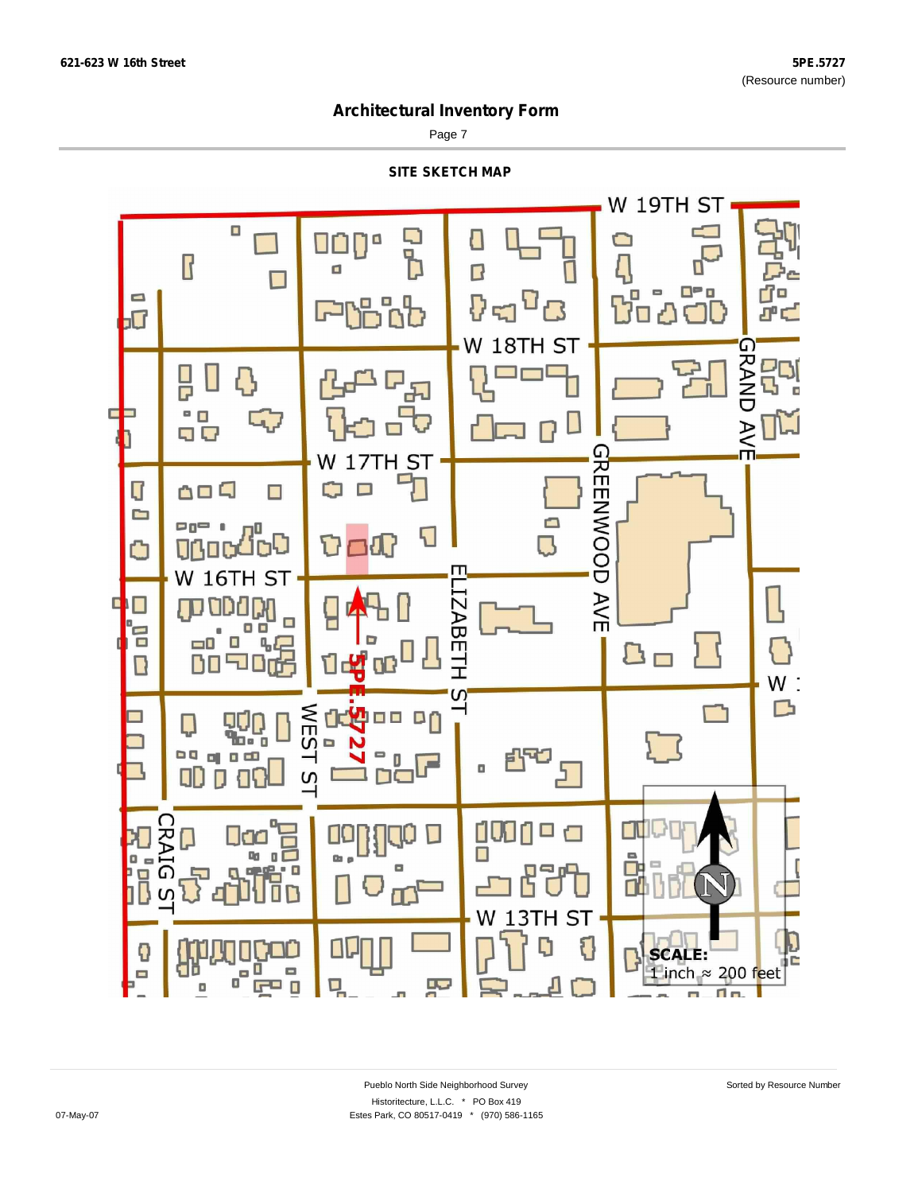# Architectural Inventory Form

## SITE SKETCH MAP

W 19TH ST

W 18TH ST

W 17TH ST

W 16TH ST

GRAND AVE

GREENWOOD AVE

ELIZABETH ST

WEST ST

CRAIG ST

W 13TH ST

W 1

5PE.5727

**SCALE:**
1 inch ≈ 200 feet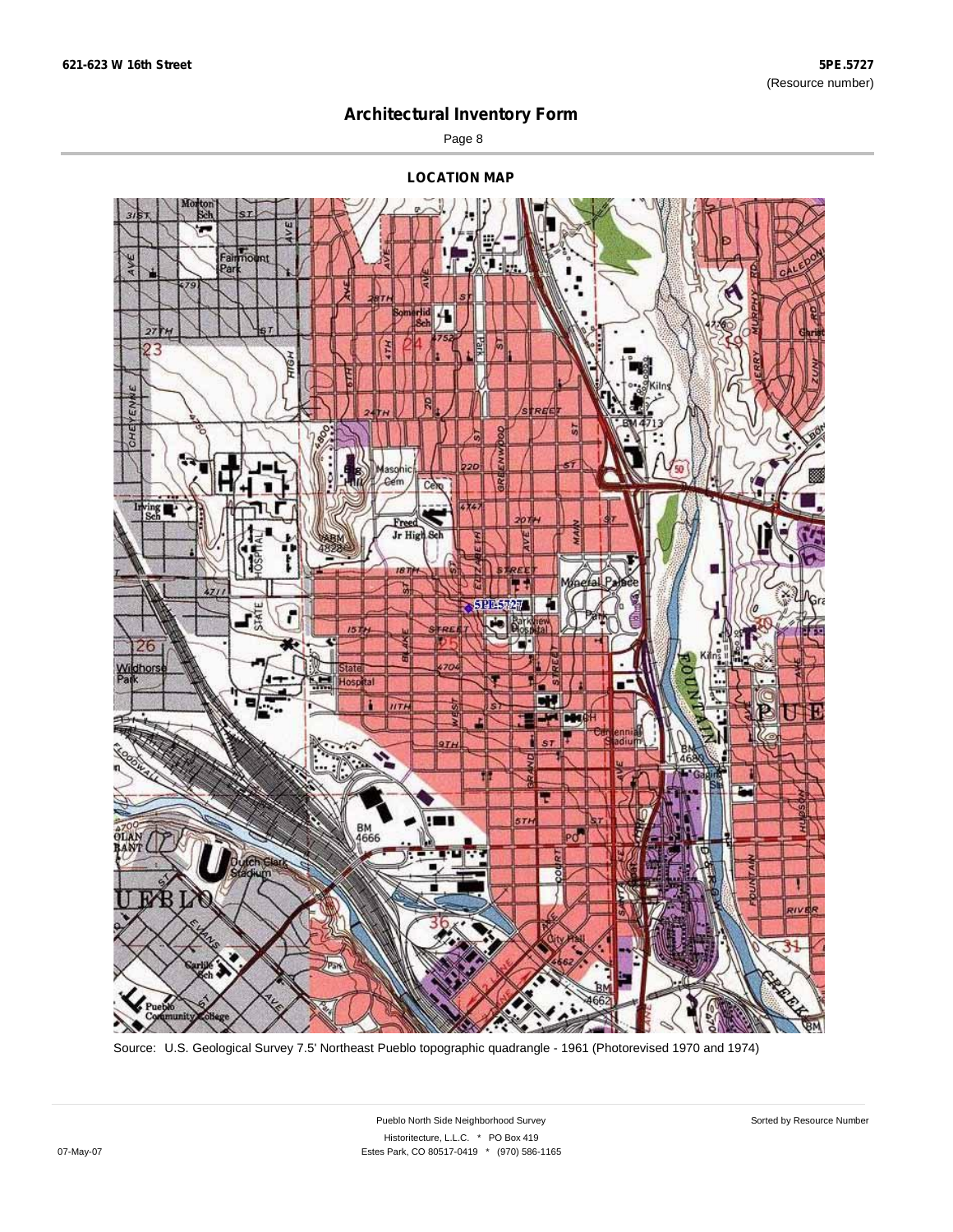## Architectural Inventory Form

### LOCATION MAP

Source: U.S. Geological Survey 7.5' Northeast Pueblo topographic quadrangle - 1961 (Photorevised 1970 and 1974)